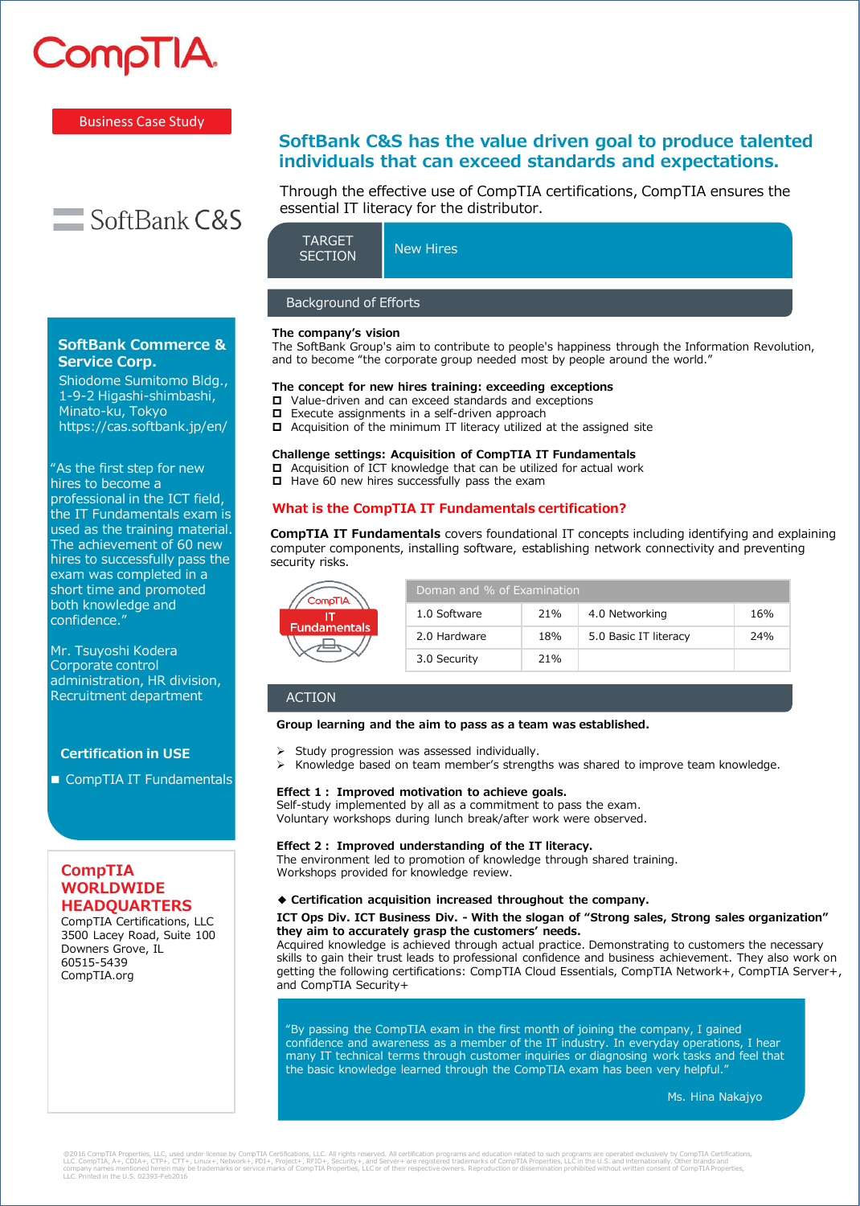CompTIA

Business Case Study

SoftBank C&S

## SoftBank C&S has the value driven goal to produce talented individuals that can exceed standards and expectations.

Through the effective use of CompTIA certifications, CompTIA ensures the essential IT literacy for the distributor.

| TARGET SECTION | New Hires |
|---|---|

**SoftBank Commerce & Service Corp.**
Shiodome Sumitomo Bldg., 1-9-2 Higashi-shimbashi, Minato-ku, Tokyo
https://cas.softbank.jp/en/

"As the first step for new hires to become a professional in the ICT field, the IT Fundamentals exam is used as the training material. The achievement of 60 new hires to successfully pass the exam was completed in a short time and promoted both knowledge and confidence."

Mr. Tsuyoshi Kodera
Corporate control administration, HR division, Recruitment department

**Certification in USE**

- CompTIA IT Fundamentals

**CompTIA WORLDWIDE HEADQUARTERS**
CompTIA Certifications, LLC
3500 Lacey Road, Suite 100
Downers Grove, IL
60515-5439
CompTIA.org

### Background of Efforts

**The company's vision**
The SoftBank Group's aim to contribute to people's happiness through the Information Revolution, and to become "the corporate group needed most by people around the world."

**The concept for new hires training: exceeding exceptions**
- Value-driven and can exceed standards and exceptions
- Execute assignments in a self-driven approach
- Acquisition of the minimum IT literacy utilized at the assigned site

**Challenge settings: Acquisition of CompTIA IT Fundamentals**
- Acquisition of ICT knowledge that can be utilized for actual work
- Have 60 new hires successfully pass the exam

### What is the CompTIA IT Fundamentals certification?

**CompTIA IT Fundamentals** covers foundational IT concepts including identifying and explaining computer components, installing software, establishing network connectivity and preventing security risks.

CompTIA IT Fundamentals

| Doman and % of Examination | | | |
|---|---|---|---|
| 1.0 Software | 21% | 4.0 Networking | 16% |
| 2.0 Hardware | 18% | 5.0 Basic IT literacy | 24% |
| 3.0 Security | 21% | | |

### ACTION

**Group learning and the aim to pass as a team was established.**

- Study progression was assessed individually.
- Knowledge based on team member's strengths was shared to improve team knowledge.

**Effect 1： Improved motivation to achieve goals.**
Self-study implemented by all as a commitment to pass the exam.
Voluntary workshops during lunch break/after work were observed.

**Effect 2： Improved understanding of the IT literacy.**
The environment led to promotion of knowledge through shared training.
Workshops provided for knowledge review.

◆ **Certification acquisition increased throughout the company.**

**ICT Ops Div. ICT Business Div. - With the slogan of "Strong sales, Strong sales organization" they aim to accurately grasp the customers' needs.**
Acquired knowledge is achieved through actual practice. Demonstrating to customers the necessary skills to gain their trust leads to professional confidence and business achievement. They also work on getting the following certifications: CompTIA Cloud Essentials, CompTIA Network+, CompTIA Server+, and CompTIA Security+

"By passing the CompTIA exam in the first month of joining the company, I gained confidence and awareness as a member of the IT industry. In everyday operations, I hear many IT technical terms through customer inquiries or diagnosing work tasks and feel that the basic knowledge learned through the CompTIA exam has been very helpful."

Ms. Hina Nakajyo

©2016 CompTIA Properties, LLC, used under license by CompTIA Certifications, LLC. All rights reserved. All certification programs and education related to such programs are operated exclusively by CompTIA Certifications, LLC. CompTIA, A+, CDIA+, CTP+, CTT+, Linux+, Network+, PDI+, Project+, RFID+, Security+, and Server+ are registered trademarks of CompTIA Properties, LLC in the U.S. and internationally. Other brands and company names mentioned herein may be trademarks or service marks of CompTIA Properties, LLC or of their respective owners. Reproduction or dissemination prohibited without written consent of CompTIA Properties, LLC. Printed in the U.S. 02393-Feb2016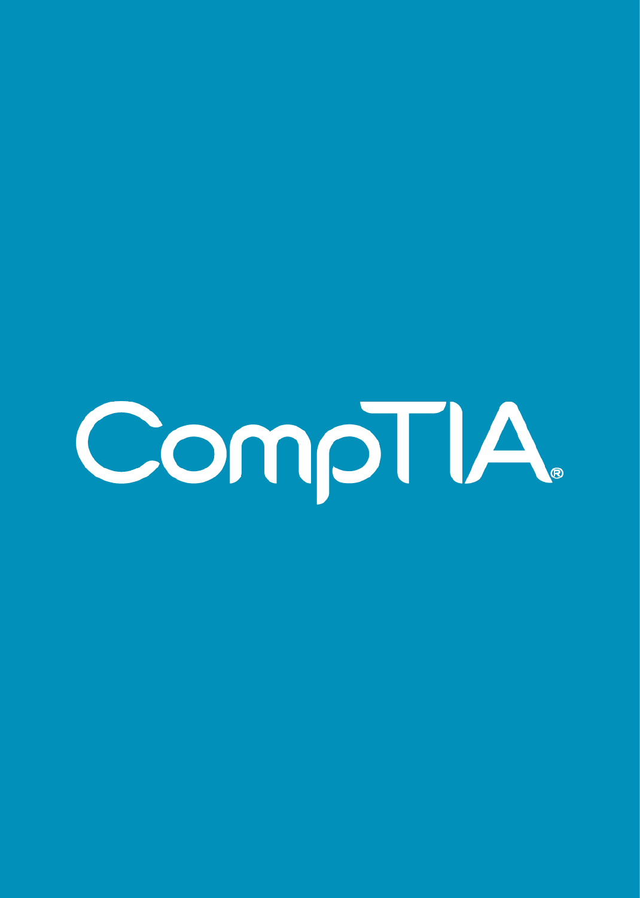CompTIA®